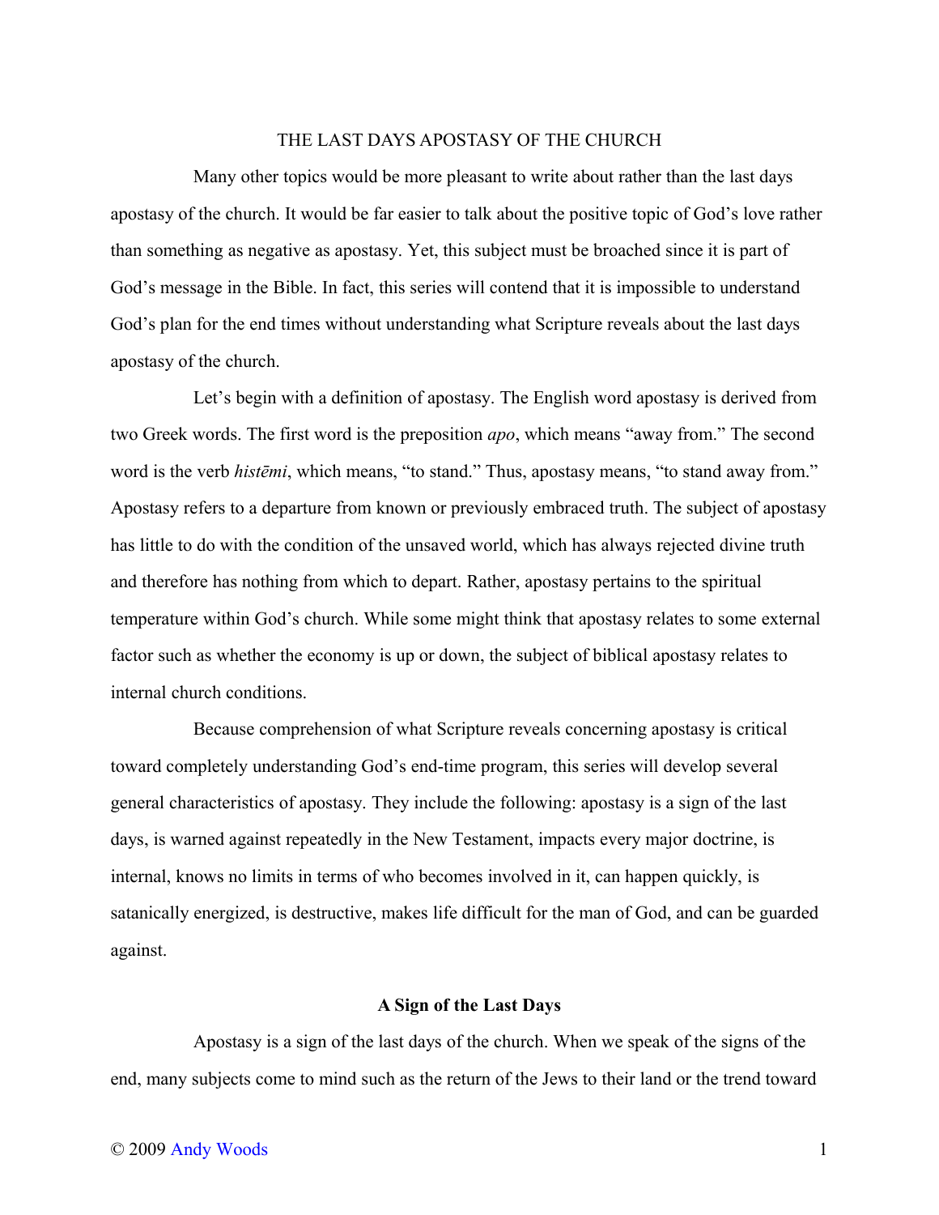# THE LAST DAYS APOSTASY OF THE CHURCH

Many other topics would be more pleasant to write about rather than the last days apostasy of the church. It would be far easier to talk about the positive topic of God's love rather than something as negative as apostasy. Yet, this subject must be broached since it is part of God's message in the Bible. In fact, this series will contend that it is impossible to understand God's plan for the end times without understanding what Scripture reveals about the last days apostasy of the church.

Let's begin with a definition of apostasy. The English word apostasy is derived from two Greek words. The first word is the preposition *apo*, which means "away from." The second word is the verb *histēmi*, which means, "to stand." Thus, apostasy means, "to stand away from." Apostasy refers to a departure from known or previously embraced truth. The subject of apostasy has little to do with the condition of the unsaved world, which has always rejected divine truth and therefore has nothing from which to depart. Rather, apostasy pertains to the spiritual temperature within God's church. While some might think that apostasy relates to some external factor such as whether the economy is up or down, the subject of biblical apostasy relates to internal church conditions.

Because comprehension of what Scripture reveals concerning apostasy is critical toward completely understanding God's end-time program, this series will develop several general characteristics of apostasy. They include the following: apostasy is a sign of the last days, is warned against repeatedly in the New Testament, impacts every major doctrine, is internal, knows no limits in terms of who becomes involved in it, can happen quickly, is satanically energized, is destructive, makes life difficult for the man of God, and can be guarded against.

## A Sign of the Last Days

Apostasy is a sign of the last days of the church. When we speak of the signs of the end, many subjects come to mind such as the return of the Jews to their land or the trend toward

© 2009 Andy Woods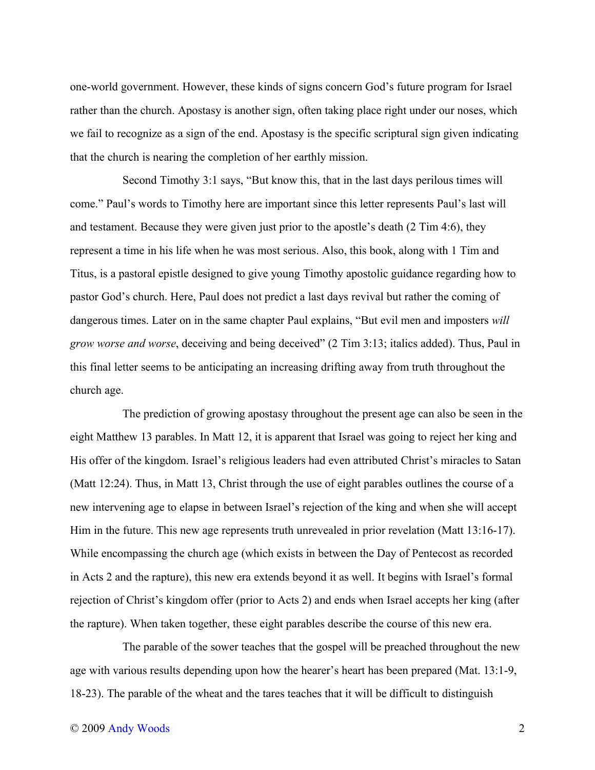one-world government. However, these kinds of signs concern God's future program for Israel rather than the church. Apostasy is another sign, often taking place right under our noses, which we fail to recognize as a sign of the end. Apostasy is the specific scriptural sign given indicating that the church is nearing the completion of her earthly mission.

Second Timothy 3:1 says, "But know this, that in the last days perilous times will come." Paul's words to Timothy here are important since this letter represents Paul's last will and testament. Because they were given just prior to the apostle's death (2 Tim 4:6), they represent a time in his life when he was most serious. Also, this book, along with 1 Tim and Titus, is a pastoral epistle designed to give young Timothy apostolic guidance regarding how to pastor God's church. Here, Paul does not predict a last days revival but rather the coming of dangerous times. Later on in the same chapter Paul explains, "But evil men and imposters *will grow worse and worse*, deceiving and being deceived" (2 Tim 3:13; italics added). Thus, Paul in this final letter seems to be anticipating an increasing drifting away from truth throughout the church age.

The prediction of growing apostasy throughout the present age can also be seen in the eight Matthew 13 parables. In Matt 12, it is apparent that Israel was going to reject her king and His offer of the kingdom. Israel's religious leaders had even attributed Christ's miracles to Satan (Matt 12:24). Thus, in Matt 13, Christ through the use of eight parables outlines the course of a new intervening age to elapse in between Israel's rejection of the king and when she will accept Him in the future. This new age represents truth unrevealed in prior revelation (Matt 13:16-17). While encompassing the church age (which exists in between the Day of Pentecost as recorded in Acts 2 and the rapture), this new era extends beyond it as well. It begins with Israel's formal rejection of Christ's kingdom offer (prior to Acts 2) and ends when Israel accepts her king (after the rapture). When taken together, these eight parables describe the course of this new era.

The parable of the sower teaches that the gospel will be preached throughout the new age with various results depending upon how the hearer's heart has been prepared (Mat. 13:1-9, 18-23). The parable of the wheat and the tares teaches that it will be difficult to distinguish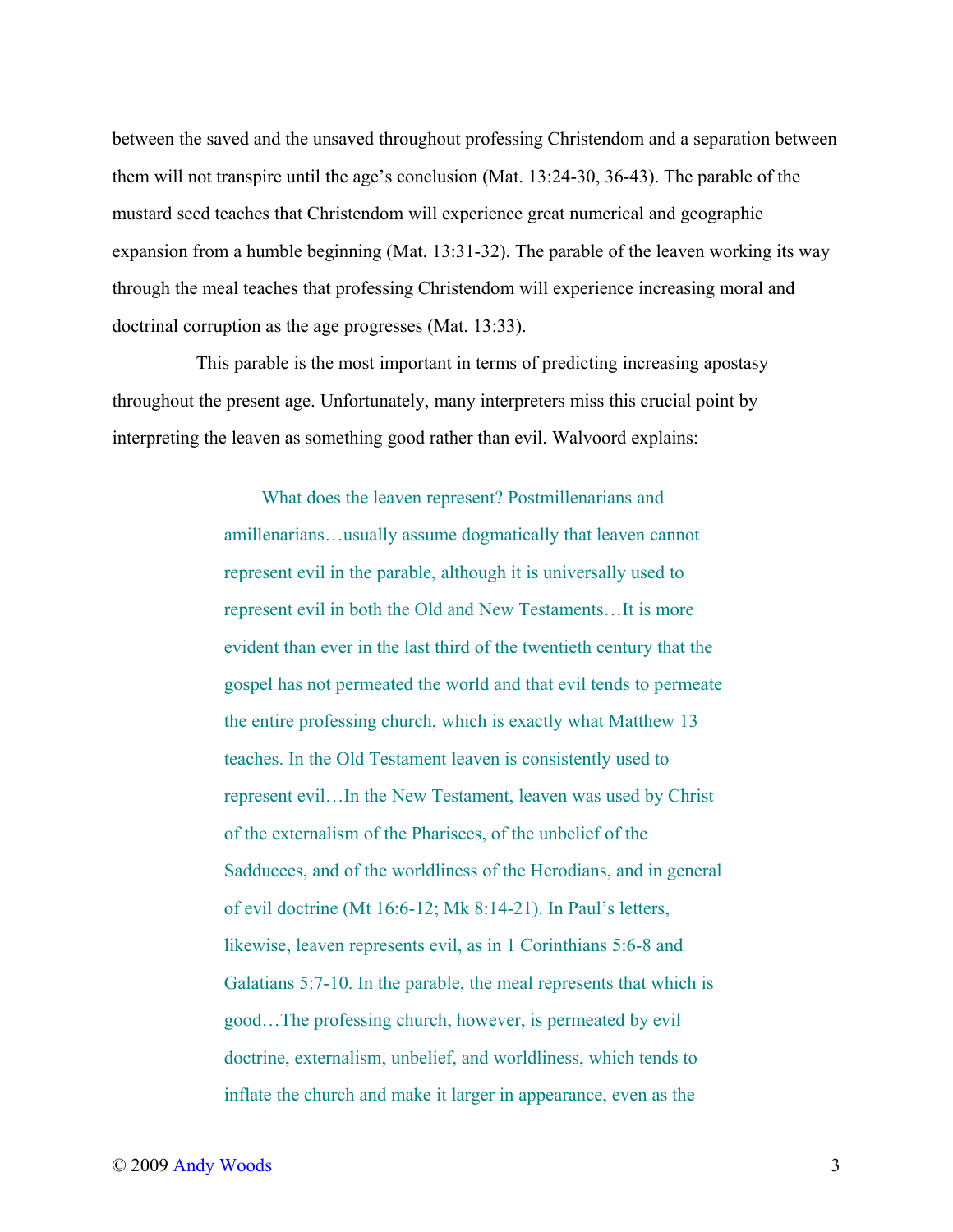between the saved and the unsaved throughout professing Christendom and a separation between them will not transpire until the age's conclusion (Mat. 13:24-30, 36-43). The parable of the mustard seed teaches that Christendom will experience great numerical and geographic expansion from a humble beginning (Mat. 13:31-32). The parable of the leaven working its way through the meal teaches that professing Christendom will experience increasing moral and doctrinal corruption as the age progresses (Mat. 13:33).

This parable is the most important in terms of predicting increasing apostasy throughout the present age. Unfortunately, many interpreters miss this crucial point by interpreting the leaven as something good rather than evil. Walvoord explains:

> What does the leaven represent? Postmillenarians and amillenarians…usually assume dogmatically that leaven cannot represent evil in the parable, although it is universally used to represent evil in both the Old and New Testaments…It is more evident than ever in the last third of the twentieth century that the gospel has not permeated the world and that evil tends to permeate the entire professing church, which is exactly what Matthew 13 teaches. In the Old Testament leaven is consistently used to represent evil…In the New Testament, leaven was used by Christ of the externalism of the Pharisees, of the unbelief of the Sadducees, and of the worldliness of the Herodians, and in general of evil doctrine (Mt 16:6-12; Mk 8:14-21). In Paul's letters, likewise, leaven represents evil, as in 1 Corinthians 5:6-8 and Galatians 5:7-10. In the parable, the meal represents that which is good…The professing church, however, is permeated by evil doctrine, externalism, unbelief, and worldliness, which tends to inflate the church and make it larger in appearance, even as the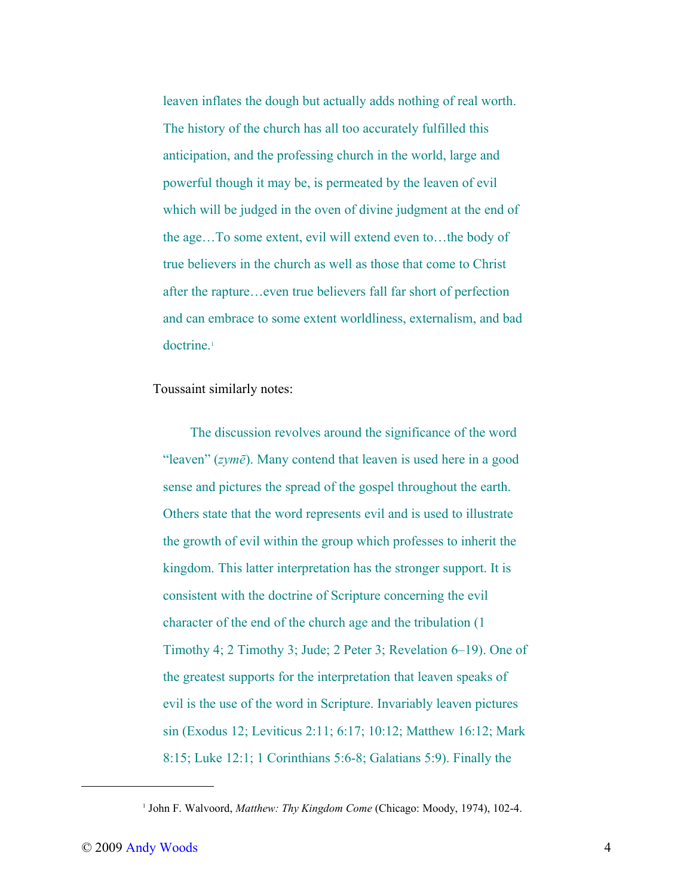> leaven inflates the dough but actually adds nothing of real worth. The history of the church has all too accurately fulfilled this anticipation, and the professing church in the world, large and powerful though it may be, is permeated by the leaven of evil which will be judged in the oven of divine judgment at the end of the age…To some extent, evil will extend even to…the body of true believers in the church as well as those that come to Christ after the rapture…even true believers fall far short of perfection and can embrace to some extent worldliness, externalism, and bad doctrine.[1]

Toussaint similarly notes:

> The discussion revolves around the significance of the word "leaven" (*zymē*). Many contend that leaven is used here in a good sense and pictures the spread of the gospel throughout the earth. Others state that the word represents evil and is used to illustrate the growth of evil within the group which professes to inherit the kingdom. This latter interpretation has the stronger support. It is consistent with the doctrine of Scripture concerning the evil character of the end of the church age and the tribulation (1 Timothy 4; 2 Timothy 3; Jude; 2 Peter 3; Revelation 6–19). One of the greatest supports for the interpretation that leaven speaks of evil is the use of the word in Scripture. Invariably leaven pictures sin (Exodus 12; Leviticus 2:11; 6:17; 10:12; Matthew 16:12; Mark 8:15; Luke 12:1; 1 Corinthians 5:6-8; Galatians 5:9). Finally the

---

[1] John F. Walvoord, *Matthew: Thy Kingdom Come* (Chicago: Moody, 1974), 102-4.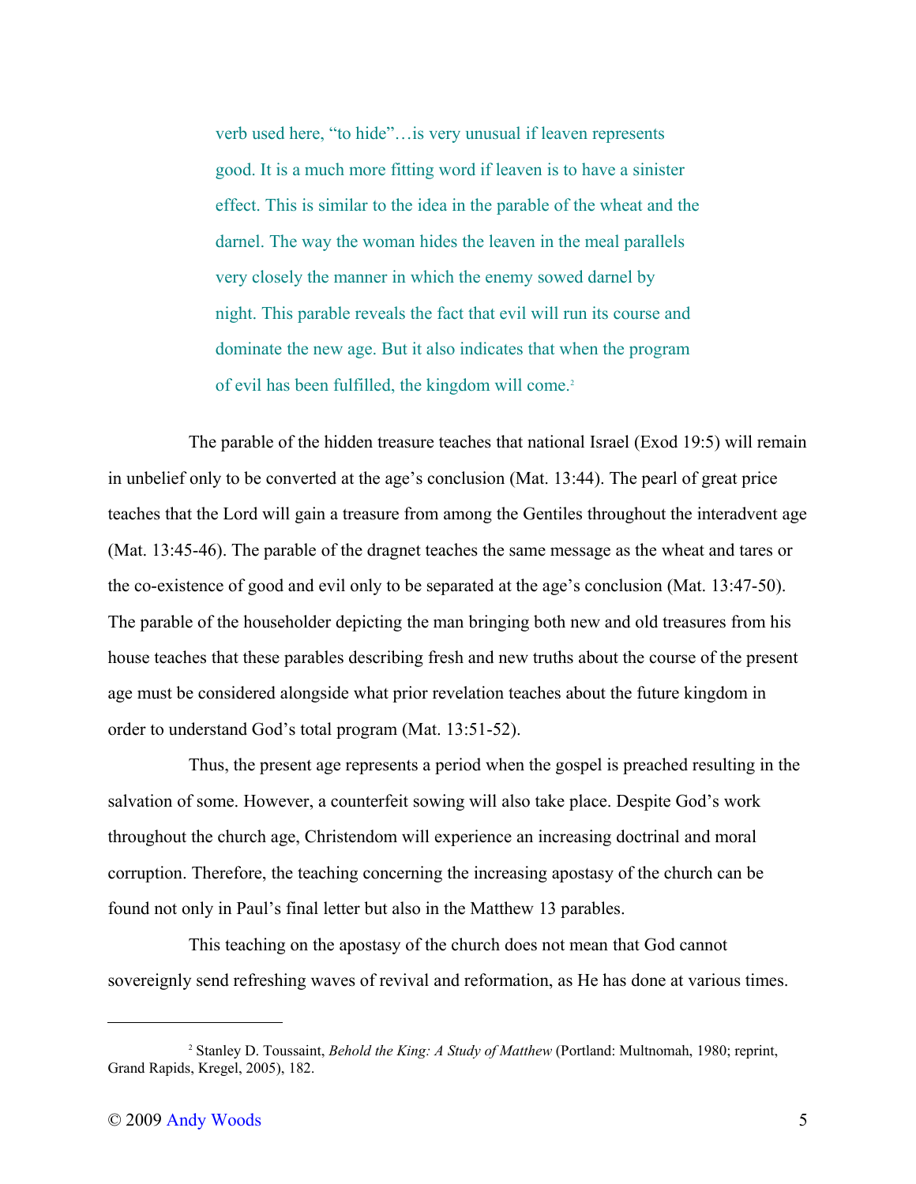> verb used here, "to hide"…is very unusual if leaven represents good. It is a much more fitting word if leaven is to have a sinister effect. This is similar to the idea in the parable of the wheat and the darnel. The way the woman hides the leaven in the meal parallels very closely the manner in which the enemy sowed darnel by night. This parable reveals the fact that evil will run its course and dominate the new age. But it also indicates that when the program of evil has been fulfilled, the kingdom will come.[2]

The parable of the hidden treasure teaches that national Israel (Exod 19:5) will remain in unbelief only to be converted at the age's conclusion (Mat. 13:44). The pearl of great price teaches that the Lord will gain a treasure from among the Gentiles throughout the interadvent age (Mat. 13:45-46). The parable of the dragnet teaches the same message as the wheat and tares or the co-existence of good and evil only to be separated at the age's conclusion (Mat. 13:47-50). The parable of the householder depicting the man bringing both new and old treasures from his house teaches that these parables describing fresh and new truths about the course of the present age must be considered alongside what prior revelation teaches about the future kingdom in order to understand God's total program (Mat. 13:51-52).

Thus, the present age represents a period when the gospel is preached resulting in the salvation of some. However, a counterfeit sowing will also take place. Despite God's work throughout the church age, Christendom will experience an increasing doctrinal and moral corruption. Therefore, the teaching concerning the increasing apostasy of the church can be found not only in Paul's final letter but also in the Matthew 13 parables.

This teaching on the apostasy of the church does not mean that God cannot sovereignly send refreshing waves of revival and reformation, as He has done at various times.

---

[2] Stanley D. Toussaint, *Behold the King: A Study of Matthew* (Portland: Multnomah, 1980; reprint, Grand Rapids, Kregel, 2005), 182.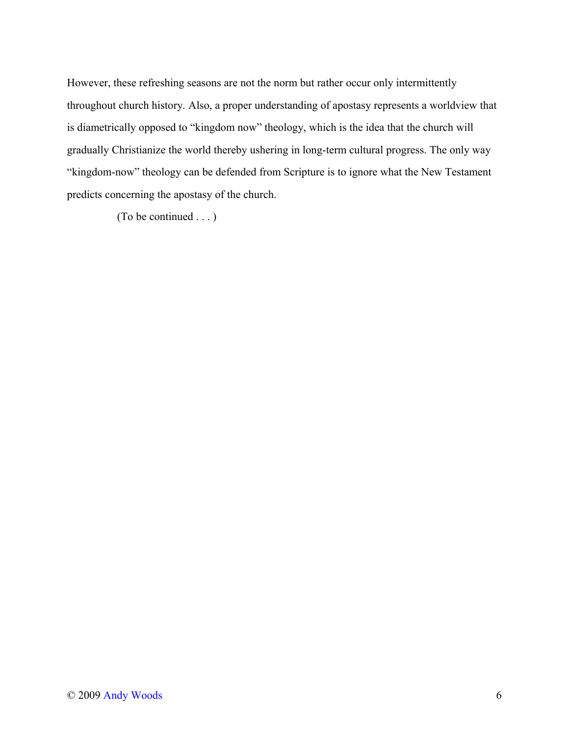However, these refreshing seasons are not the norm but rather occur only intermittently throughout church history. Also, a proper understanding of apostasy represents a worldview that is diametrically opposed to "kingdom now" theology, which is the idea that the church will gradually Christianize the world thereby ushering in long-term cultural progress. The only way "kingdom-now" theology can be defended from Scripture is to ignore what the New Testament predicts concerning the apostasy of the church.

(To be continued . . . )

© 2009 Andy Woods